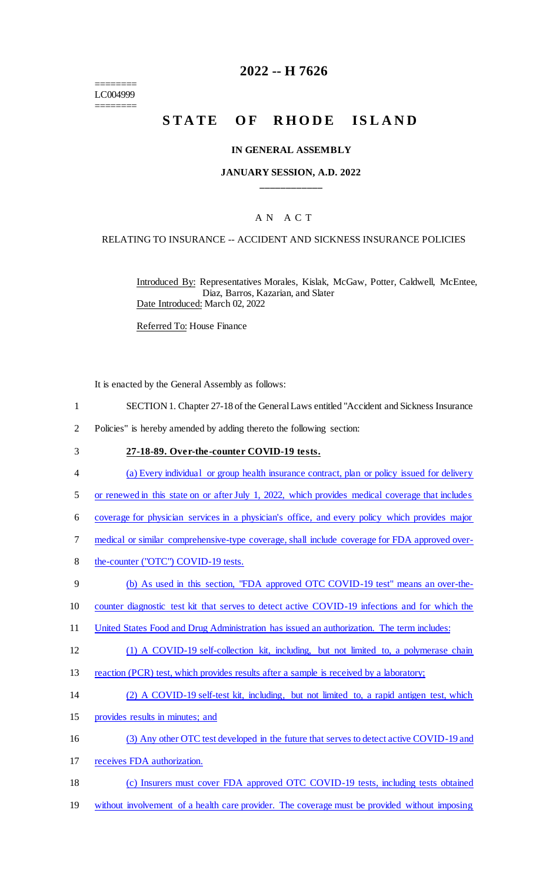========
LC004999
========

# 2022 -- H 7626

# STATE OF RHODE ISLAND

### IN GENERAL ASSEMBLY

### JANUARY SESSION, A.D. 2022

## A N A C T

### RELATING TO INSURANCE -- ACCIDENT AND SICKNESS INSURANCE POLICIES

Introduced By: Representatives Morales, Kislak, McGaw, Potter, Caldwell, McEntee, Diaz, Barros, Kazarian, and Slater

Date Introduced: March 02, 2022

Referred To: House Finance

It is enacted by the General Assembly as follows:

1 SECTION 1. Chapter 27-18 of the General Laws entitled "Accident and Sickness Insurance
2 Policies" is hereby amended by adding thereto the following section:

3 **27-18-89. Over-the-counter COVID-19 tests.**

4 (a) Every individual or group health insurance contract, plan or policy issued for delivery
5 or renewed in this state on or after July 1, 2022, which provides medical coverage that includes
6 coverage for physician services in a physician's office, and every policy which provides major
7 medical or similar comprehensive-type coverage, shall include coverage for FDA approved over-
8 the-counter ("OTC") COVID-19 tests.

9 (b) As used in this section, "FDA approved OTC COVID-19 test" means an over-the-
10 counter diagnostic test kit that serves to detect active COVID-19 infections and for which the
11 United States Food and Drug Administration has issued an authorization. The term includes:

12 (1) A COVID-19 self-collection kit, including, but not limited to, a polymerase chain
13 reaction (PCR) test, which provides results after a sample is received by a laboratory;

14 (2) A COVID-19 self-test kit, including, but not limited to, a rapid antigen test, which
15 provides results in minutes; and

16 (3) Any other OTC test developed in the future that serves to detect active COVID-19 and
17 receives FDA authorization.

18 (c) Insurers must cover FDA approved OTC COVID-19 tests, including tests obtained
19 without involvement of a health care provider. The coverage must be provided without imposing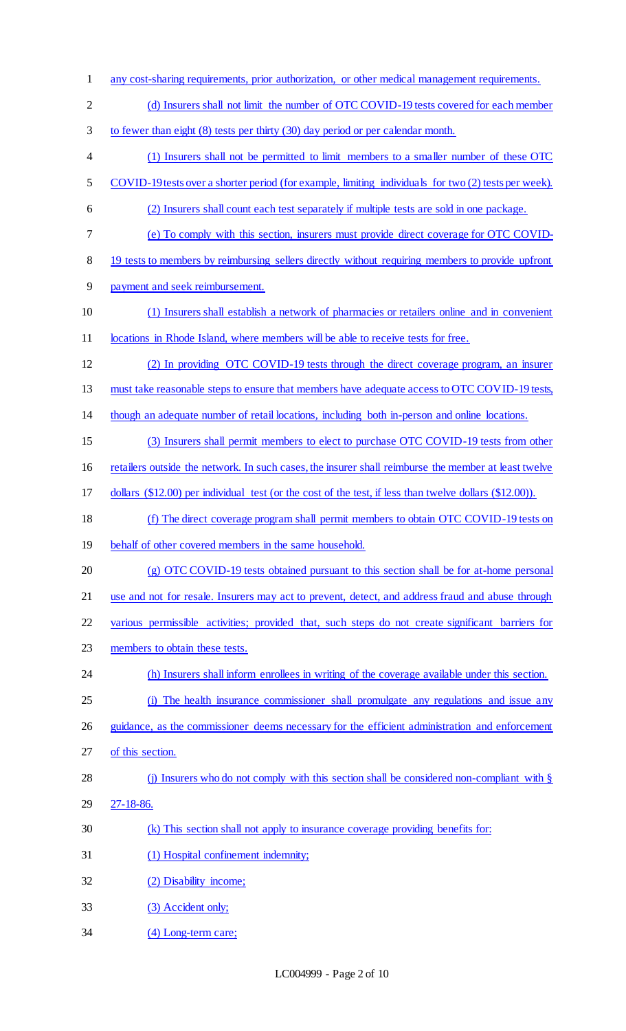any cost-sharing requirements, prior authorization, or other medical management requirements.

(d) Insurers shall not limit the number of OTC COVID-19 tests covered for each member to fewer than eight (8) tests per thirty (30) day period or per calendar month.

(1) Insurers shall not be permitted to limit members to a smaller number of these OTC COVID-19 tests over a shorter period (for example, limiting individuals for two (2) tests per week).

(2) Insurers shall count each test separately if multiple tests are sold in one package.

(e) To comply with this section, insurers must provide direct coverage for OTC COVID-19 tests to members by reimbursing sellers directly without requiring members to provide upfront payment and seek reimbursement.

(1) Insurers shall establish a network of pharmacies or retailers online and in convenient locations in Rhode Island, where members will be able to receive tests for free.

(2) In providing OTC COVID-19 tests through the direct coverage program, an insurer must take reasonable steps to ensure that members have adequate access to OTC COVID-19 tests, though an adequate number of retail locations, including both in-person and online locations.

(3) Insurers shall permit members to elect to purchase OTC COVID-19 tests from other retailers outside the network. In such cases, the insurer shall reimburse the member at least twelve dollars ($12.00) per individual test (or the cost of the test, if less than twelve dollars ($12.00)).

(f) The direct coverage program shall permit members to obtain OTC COVID-19 tests on behalf of other covered members in the same household.

(g) OTC COVID-19 tests obtained pursuant to this section shall be for at-home personal use and not for resale. Insurers may act to prevent, detect, and address fraud and abuse through various permissible activities; provided that, such steps do not create significant barriers for members to obtain these tests.

(h) Insurers shall inform enrollees in writing of the coverage available under this section.

(i) The health insurance commissioner shall promulgate any regulations and issue any guidance, as the commissioner deems necessary for the efficient administration and enforcement of this section.

(j) Insurers who do not comply with this section shall be considered non-compliant with § 27-18-86.

(k) This section shall not apply to insurance coverage providing benefits for:

(1) Hospital confinement indemnity;

(2) Disability income;

(3) Accident only;

(4) Long-term care;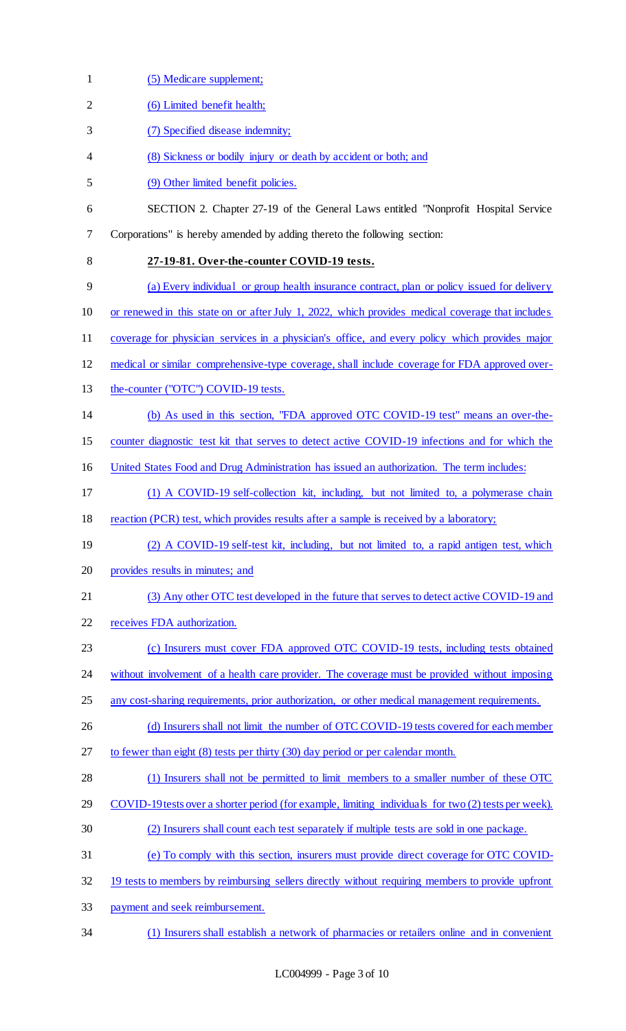(5) Medicare supplement;

(6) Limited benefit health;

(7) Specified disease indemnity;

(8) Sickness or bodily injury or death by accident or both; and

(9) Other limited benefit policies.

SECTION 2. Chapter 27-19 of the General Laws entitled "Nonprofit Hospital Service Corporations" is hereby amended by adding thereto the following section:

**27-19-81. Over-the-counter COVID-19 tests.**

(a) Every individual or group health insurance contract, plan or policy issued for delivery or renewed in this state on or after July 1, 2022, which provides medical coverage that includes coverage for physician services in a physician's office, and every policy which provides major medical or similar comprehensive-type coverage, shall include coverage for FDA approved over-the-counter ("OTC") COVID-19 tests.

(b) As used in this section, "FDA approved OTC COVID-19 test" means an over-the-counter diagnostic test kit that serves to detect active COVID-19 infections and for which the United States Food and Drug Administration has issued an authorization. The term includes:

(1) A COVID-19 self-collection kit, including, but not limited to, a polymerase chain reaction (PCR) test, which provides results after a sample is received by a laboratory;

(2) A COVID-19 self-test kit, including, but not limited to, a rapid antigen test, which provides results in minutes; and

(3) Any other OTC test developed in the future that serves to detect active COVID-19 and receives FDA authorization.

(c) Insurers must cover FDA approved OTC COVID-19 tests, including tests obtained without involvement of a health care provider. The coverage must be provided without imposing any cost-sharing requirements, prior authorization, or other medical management requirements.

(d) Insurers shall not limit the number of OTC COVID-19 tests covered for each member to fewer than eight (8) tests per thirty (30) day period or per calendar month.

(1) Insurers shall not be permitted to limit members to a smaller number of these OTC COVID-19 tests over a shorter period (for example, limiting individuals for two (2) tests per week).

(2) Insurers shall count each test separately if multiple tests are sold in one package.

(e) To comply with this section, insurers must provide direct coverage for OTC COVID-19 tests to members by reimbursing sellers directly without requiring members to provide upfront payment and seek reimbursement.

(1) Insurers shall establish a network of pharmacies or retailers online and in convenient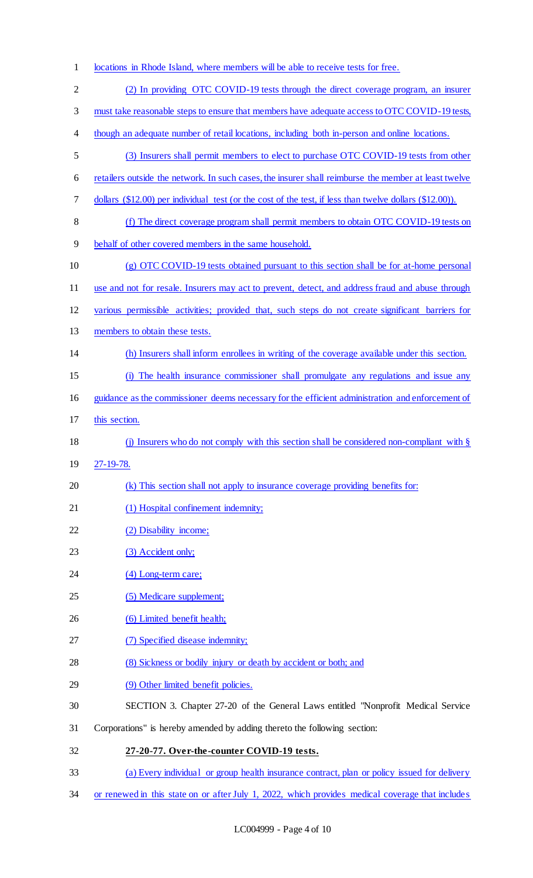locations in Rhode Island, where members will be able to receive tests for free.

(2) In providing OTC COVID-19 tests through the direct coverage program, an insurer must take reasonable steps to ensure that members have adequate access to OTC COVID-19 tests, though an adequate number of retail locations, including both in-person and online locations.

(3) Insurers shall permit members to elect to purchase OTC COVID-19 tests from other retailers outside the network. In such cases, the insurer shall reimburse the member at least twelve dollars ($12.00) per individual test (or the cost of the test, if less than twelve dollars ($12.00)).

(f) The direct coverage program shall permit members to obtain OTC COVID-19 tests on behalf of other covered members in the same household.

(g) OTC COVID-19 tests obtained pursuant to this section shall be for at-home personal use and not for resale. Insurers may act to prevent, detect, and address fraud and abuse through various permissible activities; provided that, such steps do not create significant barriers for members to obtain these tests.

(h) Insurers shall inform enrollees in writing of the coverage available under this section.

(i) The health insurance commissioner shall promulgate any regulations and issue any guidance as the commissioner deems necessary for the efficient administration and enforcement of this section.

(j) Insurers who do not comply with this section shall be considered non-compliant with § 27-19-78.

(k) This section shall not apply to insurance coverage providing benefits for:

(1) Hospital confinement indemnity;

(2) Disability income;

(3) Accident only;

(4) Long-term care;

(5) Medicare supplement;

(6) Limited benefit health;

(7) Specified disease indemnity;

(8) Sickness or bodily injury or death by accident or both; and

(9) Other limited benefit policies.

SECTION 3. Chapter 27-20 of the General Laws entitled "Nonprofit Medical Service Corporations" is hereby amended by adding thereto the following section:

**27-20-77. Over-the-counter COVID-19 tests.**

(a) Every individual or group health insurance contract, plan or policy issued for delivery or renewed in this state on or after July 1, 2022, which provides medical coverage that includes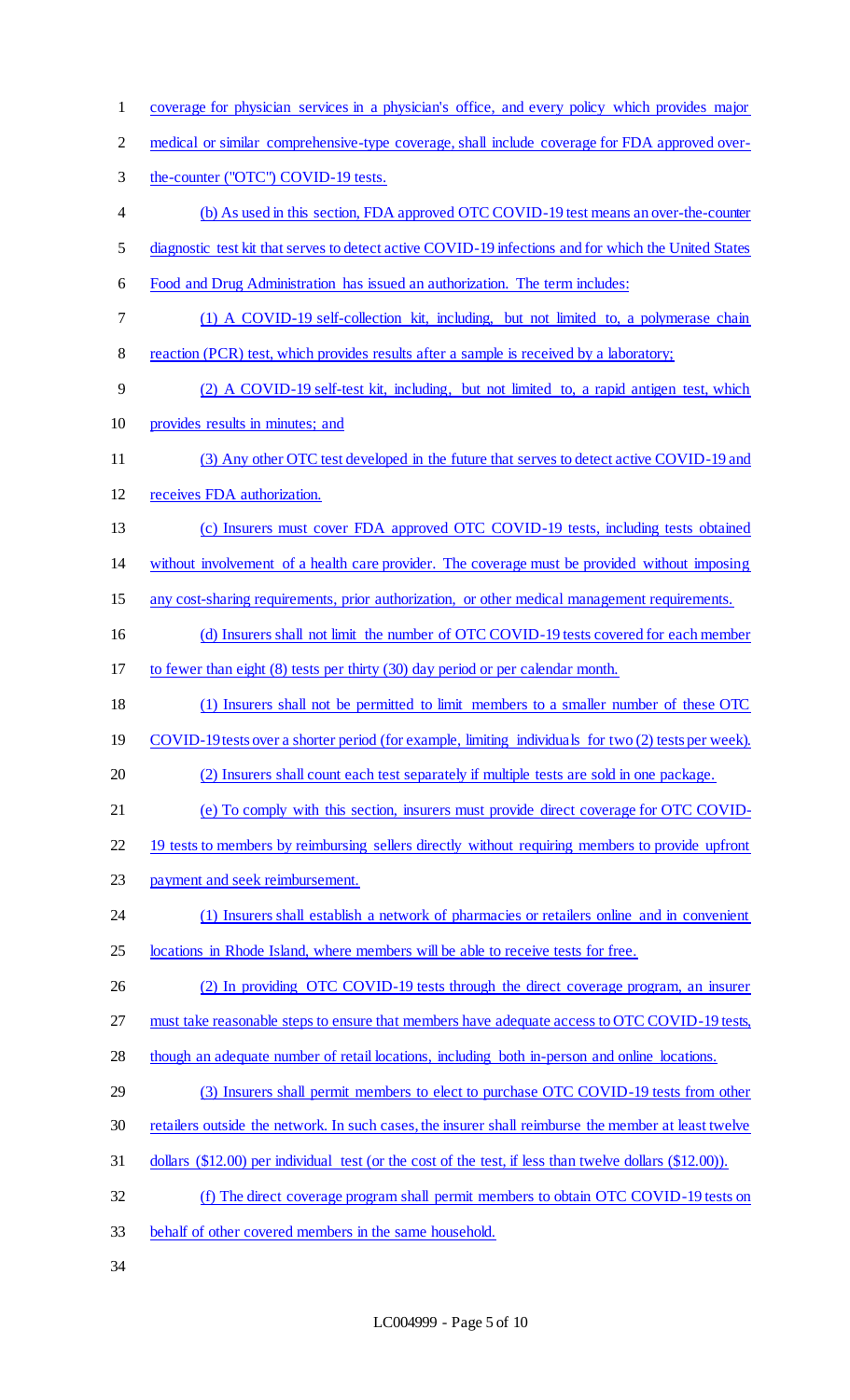coverage for physician services in a physician's office, and every policy which provides major medical or similar comprehensive-type coverage, shall include coverage for FDA approved over-the-counter ("OTC") COVID-19 tests.

(b) As used in this section, FDA approved OTC COVID-19 test means an over-the-counter diagnostic test kit that serves to detect active COVID-19 infections and for which the United States Food and Drug Administration has issued an authorization. The term includes:

(1) A COVID-19 self-collection kit, including, but not limited to, a polymerase chain reaction (PCR) test, which provides results after a sample is received by a laboratory;

(2) A COVID-19 self-test kit, including, but not limited to, a rapid antigen test, which provides results in minutes; and

(3) Any other OTC test developed in the future that serves to detect active COVID-19 and receives FDA authorization.

(c) Insurers must cover FDA approved OTC COVID-19 tests, including tests obtained without involvement of a health care provider. The coverage must be provided without imposing any cost-sharing requirements, prior authorization, or other medical management requirements.

(d) Insurers shall not limit the number of OTC COVID-19 tests covered for each member to fewer than eight (8) tests per thirty (30) day period or per calendar month.

(1) Insurers shall not be permitted to limit members to a smaller number of these OTC COVID-19 tests over a shorter period (for example, limiting individuals for two (2) tests per week).

(2) Insurers shall count each test separately if multiple tests are sold in one package.

(e) To comply with this section, insurers must provide direct coverage for OTC COVID-19 tests to members by reimbursing sellers directly without requiring members to provide upfront payment and seek reimbursement.

(1) Insurers shall establish a network of pharmacies or retailers online and in convenient locations in Rhode Island, where members will be able to receive tests for free.

(2) In providing OTC COVID-19 tests through the direct coverage program, an insurer must take reasonable steps to ensure that members have adequate access to OTC COVID-19 tests, though an adequate number of retail locations, including both in-person and online locations.

(3) Insurers shall permit members to elect to purchase OTC COVID-19 tests from other retailers outside the network. In such cases, the insurer shall reimburse the member at least twelve dollars ($12.00) per individual test (or the cost of the test, if less than twelve dollars ($12.00)).

(f) The direct coverage program shall permit members to obtain OTC COVID-19 tests on behalf of other covered members in the same household.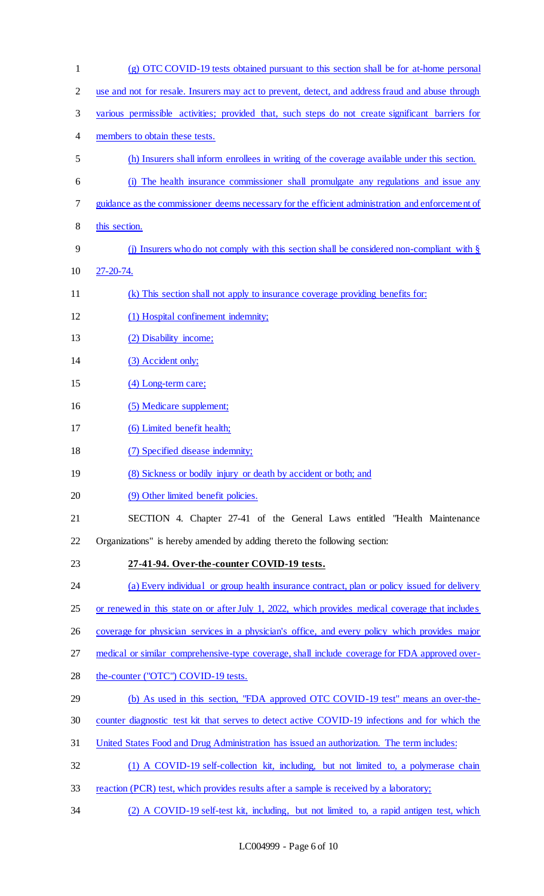(g) OTC COVID-19 tests obtained pursuant to this section shall be for at-home personal use and not for resale. Insurers may act to prevent, detect, and address fraud and abuse through various permissible activities; provided that, such steps do not create significant barriers for members to obtain these tests.

(h) Insurers shall inform enrollees in writing of the coverage available under this section.

(i) The health insurance commissioner shall promulgate any regulations and issue any guidance as the commissioner deems necessary for the efficient administration and enforcement of this section.

(j) Insurers who do not comply with this section shall be considered non-compliant with § 27-20-74.

(k) This section shall not apply to insurance coverage providing benefits for:

(1) Hospital confinement indemnity;

(2) Disability income;

(3) Accident only;

(4) Long-term care;

(5) Medicare supplement;

(6) Limited benefit health;

(7) Specified disease indemnity;

(8) Sickness or bodily injury or death by accident or both; and

(9) Other limited benefit policies.

SECTION 4. Chapter 27-41 of the General Laws entitled "Health Maintenance Organizations" is hereby amended by adding thereto the following section:

**27-41-94. Over-the-counter COVID-19 tests.**

(a) Every individual or group health insurance contract, plan or policy issued for delivery or renewed in this state on or after July 1, 2022, which provides medical coverage that includes coverage for physician services in a physician's office, and every policy which provides major medical or similar comprehensive-type coverage, shall include coverage for FDA approved over-the-counter ("OTC") COVID-19 tests.

(b) As used in this section, "FDA approved OTC COVID-19 test" means an over-the-counter diagnostic test kit that serves to detect active COVID-19 infections and for which the United States Food and Drug Administration has issued an authorization. The term includes:

(1) A COVID-19 self-collection kit, including, but not limited to, a polymerase chain reaction (PCR) test, which provides results after a sample is received by a laboratory;

(2) A COVID-19 self-test kit, including, but not limited to, a rapid antigen test, which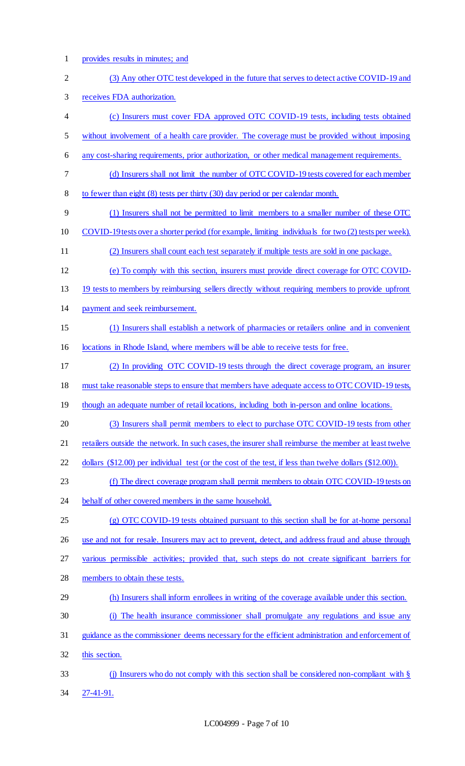provides results in minutes; and

(3) Any other OTC test developed in the future that serves to detect active COVID-19 and receives FDA authorization.

(c) Insurers must cover FDA approved OTC COVID-19 tests, including tests obtained without involvement of a health care provider. The coverage must be provided without imposing any cost-sharing requirements, prior authorization, or other medical management requirements.

(d) Insurers shall not limit the number of OTC COVID-19 tests covered for each member to fewer than eight (8) tests per thirty (30) day period or per calendar month.

(1) Insurers shall not be permitted to limit members to a smaller number of these OTC COVID-19 tests over a shorter period (for example, limiting individuals for two (2) tests per week).

(2) Insurers shall count each test separately if multiple tests are sold in one package.

(e) To comply with this section, insurers must provide direct coverage for OTC COVID-19 tests to members by reimbursing sellers directly without requiring members to provide upfront payment and seek reimbursement.

(1) Insurers shall establish a network of pharmacies or retailers online and in convenient locations in Rhode Island, where members will be able to receive tests for free.

(2) In providing OTC COVID-19 tests through the direct coverage program, an insurer must take reasonable steps to ensure that members have adequate access to OTC COVID-19 tests, though an adequate number of retail locations, including both in-person and online locations.

(3) Insurers shall permit members to elect to purchase OTC COVID-19 tests from other retailers outside the network. In such cases, the insurer shall reimburse the member at least twelve dollars ($12.00) per individual test (or the cost of the test, if less than twelve dollars ($12.00)).

(f) The direct coverage program shall permit members to obtain OTC COVID-19 tests on behalf of other covered members in the same household.

(g) OTC COVID-19 tests obtained pursuant to this section shall be for at-home personal use and not for resale. Insurers may act to prevent, detect, and address fraud and abuse through various permissible activities; provided that, such steps do not create significant barriers for members to obtain these tests.

(h) Insurers shall inform enrollees in writing of the coverage available under this section.

(i) The health insurance commissioner shall promulgate any regulations and issue any guidance as the commissioner deems necessary for the efficient administration and enforcement of this section.

(j) Insurers who do not comply with this section shall be considered non-compliant with § 27-41-91.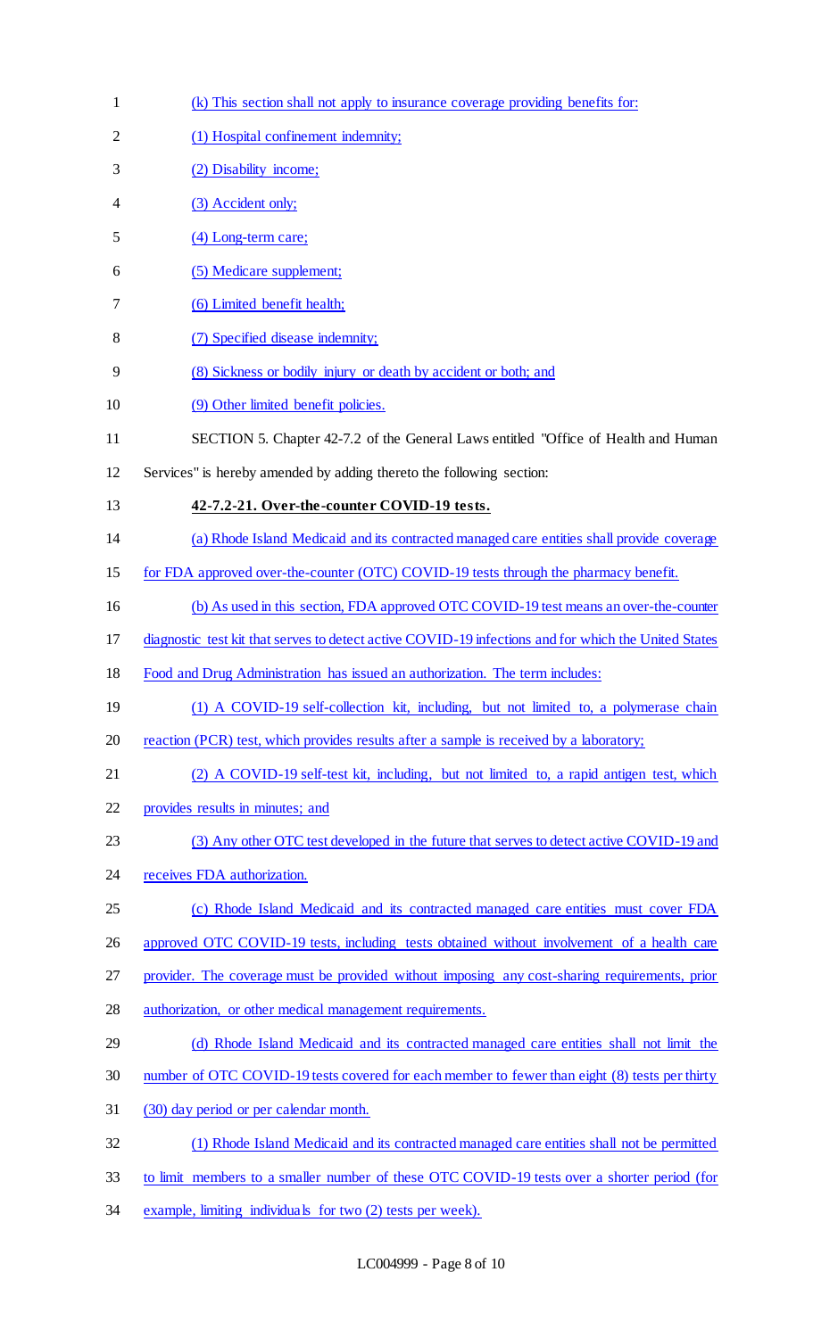(k) This section shall not apply to insurance coverage providing benefits for:

(1) Hospital confinement indemnity;

(2) Disability income;

(3) Accident only;

(4) Long-term care;

(5) Medicare supplement;

(6) Limited benefit health;

(7) Specified disease indemnity;

(8) Sickness or bodily injury or death by accident or both; and

(9) Other limited benefit policies.

SECTION 5. Chapter 42-7.2 of the General Laws entitled "Office of Health and Human Services" is hereby amended by adding thereto the following section:

**42-7.2-21. Over-the-counter COVID-19 tests.**

(a) Rhode Island Medicaid and its contracted managed care entities shall provide coverage for FDA approved over-the-counter (OTC) COVID-19 tests through the pharmacy benefit.

(b) As used in this section, FDA approved OTC COVID-19 test means an over-the-counter diagnostic test kit that serves to detect active COVID-19 infections and for which the United States Food and Drug Administration has issued an authorization. The term includes:

(1) A COVID-19 self-collection kit, including, but not limited to, a polymerase chain reaction (PCR) test, which provides results after a sample is received by a laboratory;

(2) A COVID-19 self-test kit, including, but not limited to, a rapid antigen test, which provides results in minutes; and

(3) Any other OTC test developed in the future that serves to detect active COVID-19 and receives FDA authorization.

(c) Rhode Island Medicaid and its contracted managed care entities must cover FDA approved OTC COVID-19 tests, including tests obtained without involvement of a health care provider. The coverage must be provided without imposing any cost-sharing requirements, prior authorization, or other medical management requirements.

(d) Rhode Island Medicaid and its contracted managed care entities shall not limit the number of OTC COVID-19 tests covered for each member to fewer than eight (8) tests per thirty (30) day period or per calendar month.

(1) Rhode Island Medicaid and its contracted managed care entities shall not be permitted to limit members to a smaller number of these OTC COVID-19 tests over a shorter period (for example, limiting individuals for two (2) tests per week).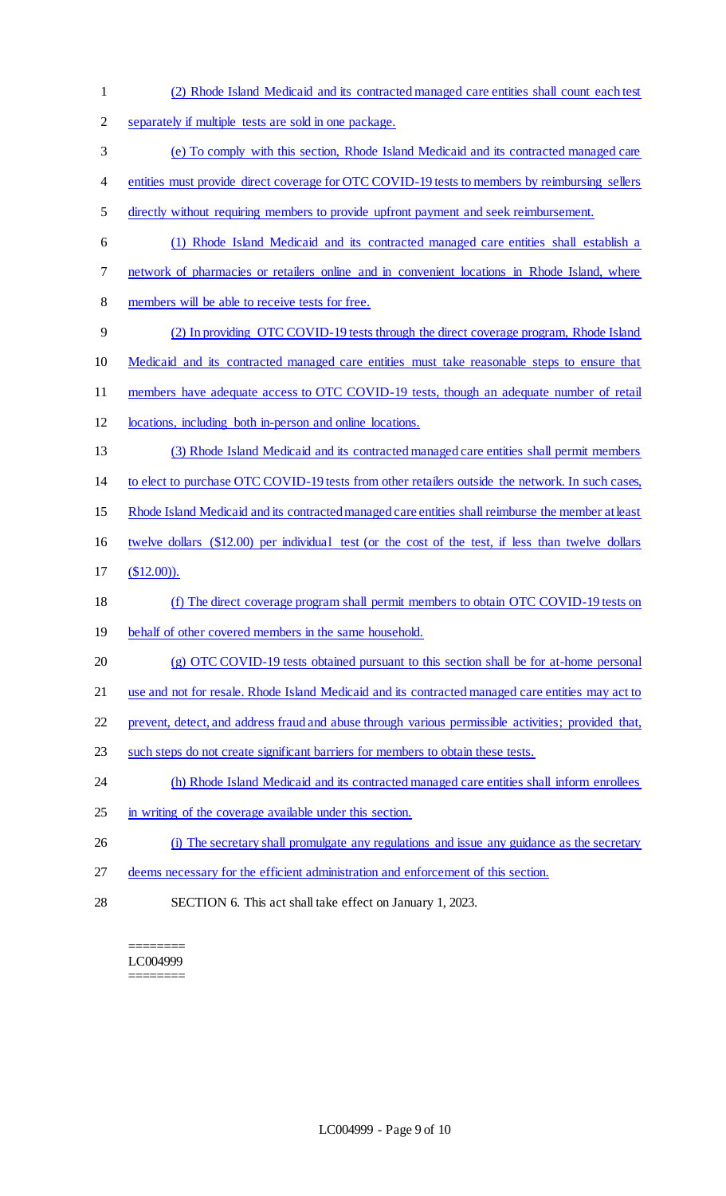(2) Rhode Island Medicaid and its contracted managed care entities shall count each test separately if multiple tests are sold in one package.

(e) To comply with this section, Rhode Island Medicaid and its contracted managed care entities must provide direct coverage for OTC COVID-19 tests to members by reimbursing sellers directly without requiring members to provide upfront payment and seek reimbursement.

(1) Rhode Island Medicaid and its contracted managed care entities shall establish a network of pharmacies or retailers online and in convenient locations in Rhode Island, where members will be able to receive tests for free.

(2) In providing OTC COVID-19 tests through the direct coverage program, Rhode Island Medicaid and its contracted managed care entities must take reasonable steps to ensure that members have adequate access to OTC COVID-19 tests, though an adequate number of retail locations, including both in-person and online locations.

(3) Rhode Island Medicaid and its contracted managed care entities shall permit members to elect to purchase OTC COVID-19 tests from other retailers outside the network. In such cases, Rhode Island Medicaid and its contracted managed care entities shall reimburse the member at least twelve dollars ($12.00) per individual test (or the cost of the test, if less than twelve dollars ($12.00)).

(f) The direct coverage program shall permit members to obtain OTC COVID-19 tests on behalf of other covered members in the same household.

(g) OTC COVID-19 tests obtained pursuant to this section shall be for at-home personal use and not for resale. Rhode Island Medicaid and its contracted managed care entities may act to prevent, detect, and address fraud and abuse through various permissible activities; provided that, such steps do not create significant barriers for members to obtain these tests.

(h) Rhode Island Medicaid and its contracted managed care entities shall inform enrollees in writing of the coverage available under this section.

(i) The secretary shall promulgate any regulations and issue any guidance as the secretary deems necessary for the efficient administration and enforcement of this section.

SECTION 6. This act shall take effect on January 1, 2023.

========
LC004999
========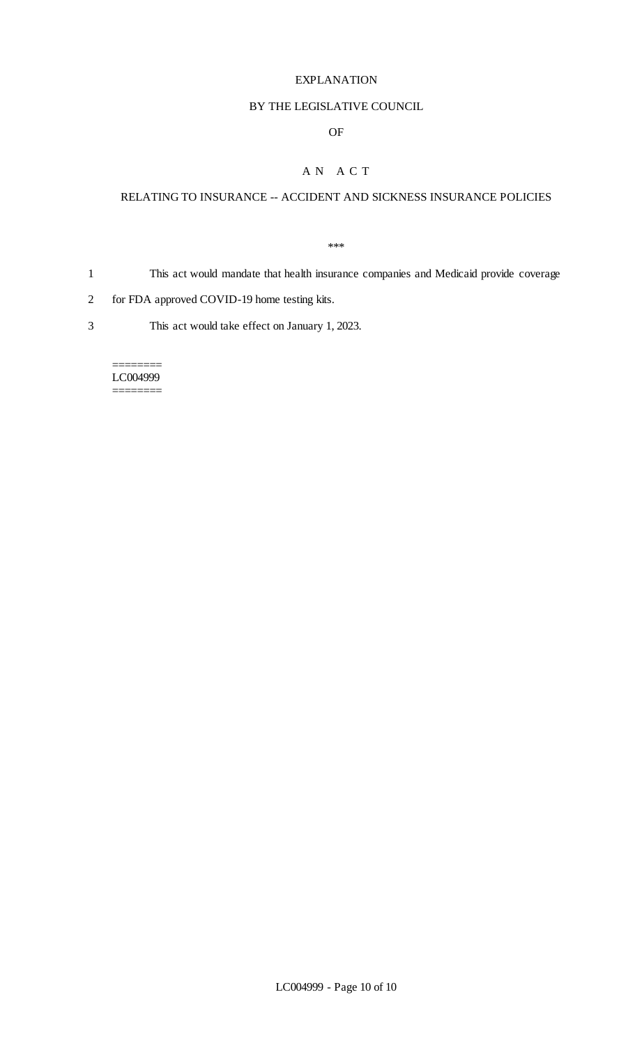EXPLANATION

BY THE LEGISLATIVE COUNCIL

OF

A N A C T

RELATING TO INSURANCE -- ACCIDENT AND SICKNESS INSURANCE POLICIES

\*\*\*

1 This act would mandate that health insurance companies and Medicaid provide coverage
2 for FDA approved COVID-19 home testing kits.
3 This act would take effect on January 1, 2023.

========
LC004999
========